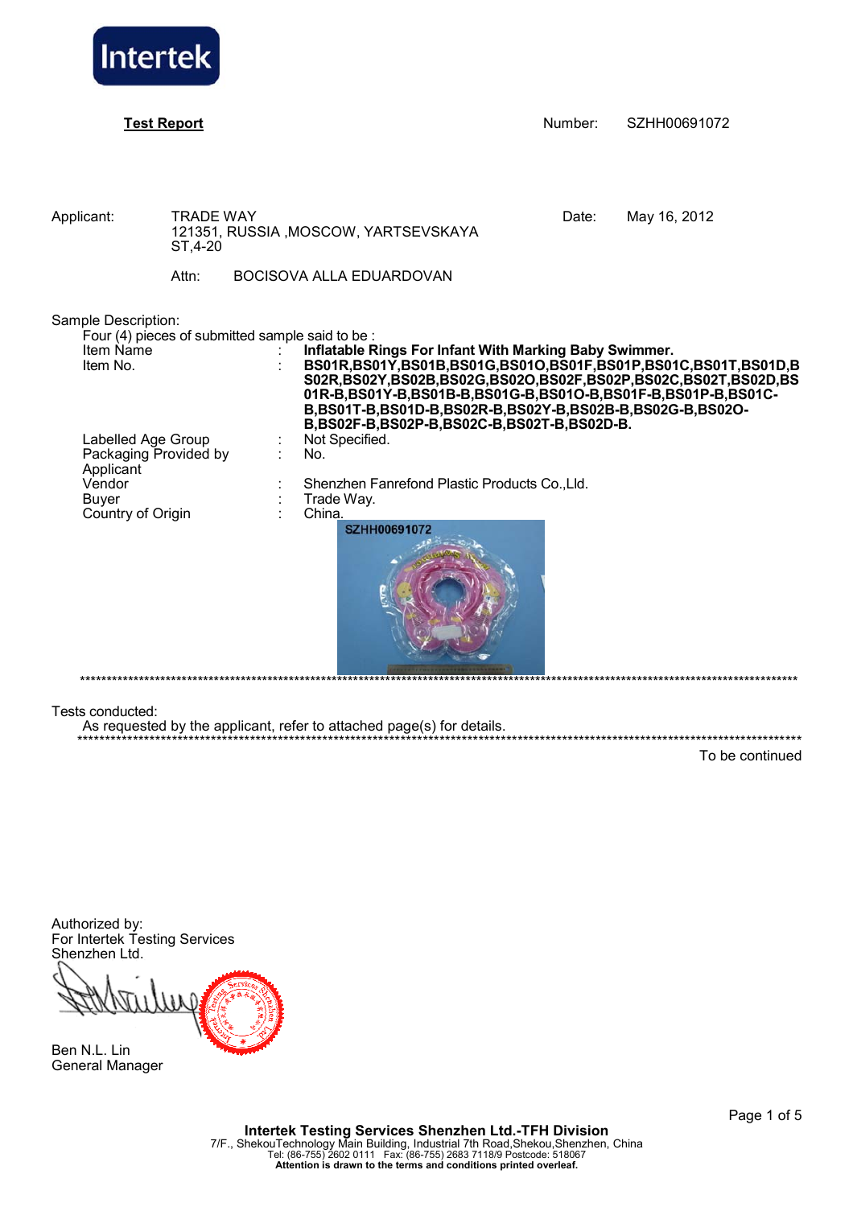Intertek

**Test Report**

Number: SZHH00691072

Applicant: TRADE WAY
121351, RUSSIA ,MOSCOW, YARTSEVSKAYA ST,4-20

Date: May 16, 2012

Attn: BOCISOVA ALLA EDUARDOVAN

Sample Description:

Four (4) pieces of submitted sample said to be :

| | | |
|---|---|---|
| Item Name | : | **Inflatable Rings For Infant With Marking Baby Swimmer.** |
| Item No. | : | **BS01R,BS01Y,BS01B,BS01G,BS01O,BS01F,BS01P,BS01C,BS01T,BS01D,BS02R,BS02Y,BS02B,BS02G,BS02O,BS02F,BS02P,BS02C,BS02T,BS02D,BS01R-B,BS01Y-B,BS01B-B,BS01G-B,BS01O-B,BS01F-B,BS01P-B,BS01C-B,BS01T-B,BS01D-B,BS02R-B,BS02Y-B,BS02B-B,BS02G-B,BS02O-B,BS02F-B,BS02P-B,BS02C-B,BS02T-B,BS02D-B.** |
| Labelled Age Group | : | Not Specified. |
| Packaging Provided by Applicant | : | No. |
| Vendor | : | Shenzhen Fanrefond Plastic Products Co.,Lld. |
| Buyer | : | Trade Way. |
| Country of Origin | : | China. |

SZHH00691072

********************************************************************************

Tests conducted:

As requested by the applicant, refer to attached page(s) for details.

********************************************************************************

To be continued

Authorized by:
For Intertek Testing Services Shenzhen Ltd.

Ben N.L. Lin
General Manager

**Intertek Testing Services Shenzhen Ltd.-TFH Division**
7/F., ShekouTechnology Main Building, Industrial 7th Road,Shekou,Shenzhen, China
Tel: (86-755) 2602 0111 Fax: (86-755) 2683 7118/9 Postcode: 518067
**Attention is drawn to the terms and conditions printed overleaf.**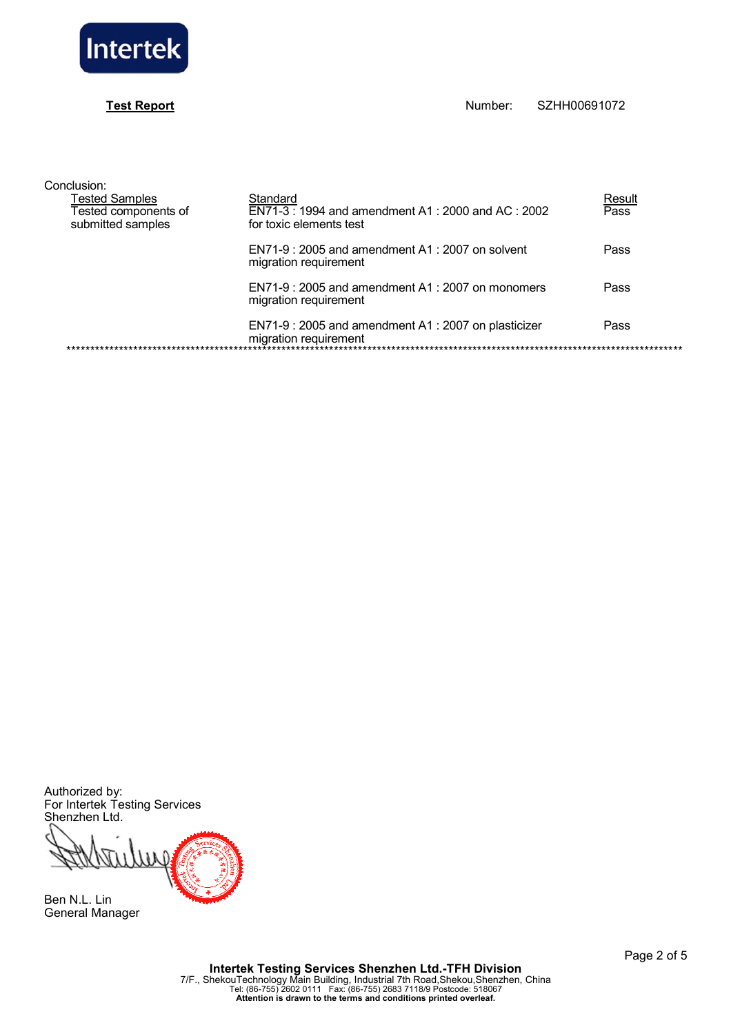**Test Report** Number: SZHH00691072

Conclusion:

| Tested Samples | Standard | Result |
| --- | --- | --- |
| Tested components of submitted samples | EN71-3 : 1994 and amendment A1 : 2000 and AC : 2002 for toxic elements test | Pass |
| | EN71-9 : 2005 and amendment A1 : 2007 on solvent migration requirement | Pass |
| | EN71-9 : 2005 and amendment A1 : 2007 on monomers migration requirement | Pass |
| | EN71-9 : 2005 and amendment A1 : 2007 on plasticizer migration requirement | Pass |

*****************************************************************************************************************

Authorized by:
For Intertek Testing Services Shenzhen Ltd.

Ben N.L. Lin
General Manager

**Intertek Testing Services Shenzhen Ltd.-TFH Division**
7/F., ShekouTechnology Main Building, Industrial 7th Road,Shekou,Shenzhen, China
Tel: (86-755) 2602 0111 Fax: (86-755) 2683 7118/9 Postcode: 518067
**Attention is drawn to the terms and conditions printed overleaf.**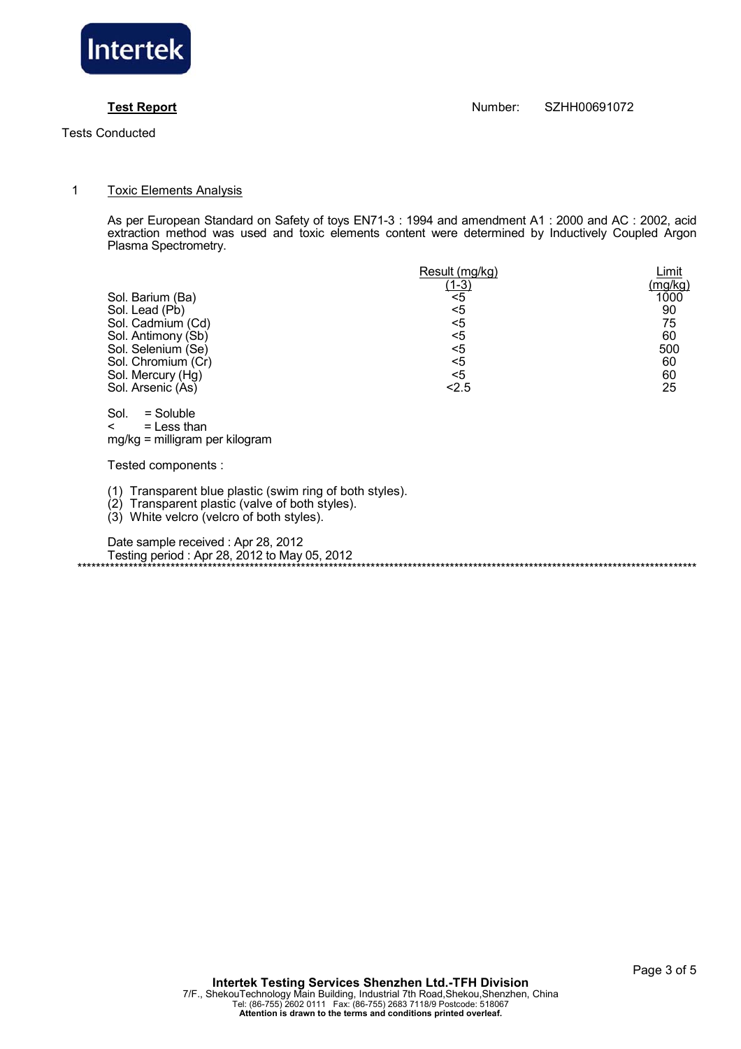**Test Report** Number: SZHH00691072

Tests Conducted

## 1 Toxic Elements Analysis

As per European Standard on Safety of toys EN71-3 : 1994 and amendment A1 : 2000 and AC : 2002, acid extraction method was used and toxic elements content were determined by Inductively Coupled Argon Plasma Spectrometry.

| | Result (mg/kg) (1-3) | Limit (mg/kg) |
|---|---|---|
| Sol. Barium (Ba) | <5 | 1000 |
| Sol. Lead (Pb) | <5 | 90 |
| Sol. Cadmium (Cd) | <5 | 75 |
| Sol. Antimony (Sb) | <5 | 60 |
| Sol. Selenium (Se) | <5 | 500 |
| Sol. Chromium (Cr) | <5 | 60 |
| Sol. Mercury (Hg) | <5 | 60 |
| Sol. Arsenic (As) | <2.5 | 25 |

Sol. = Soluble
< = Less than
mg/kg = milligram per kilogram

Tested components :

(1) Transparent blue plastic (swim ring of both styles).
(2) Transparent plastic (valve of both styles).
(3) White velcro (velcro of both styles).

Date sample received : Apr 28, 2012
Testing period : Apr 28, 2012 to May 05, 2012

****************************************************************************************************

**Intertek Testing Services Shenzhen Ltd.-TFH Division**
7/F., ShekouTechnology Main Building, Industrial 7th Road,Shekou,Shenzhen, China
Tel: (86-755) 2602 0111 Fax: (86-755) 2683 7118/9 Postcode: 518067
**Attention is drawn to the terms and conditions printed overleaf.**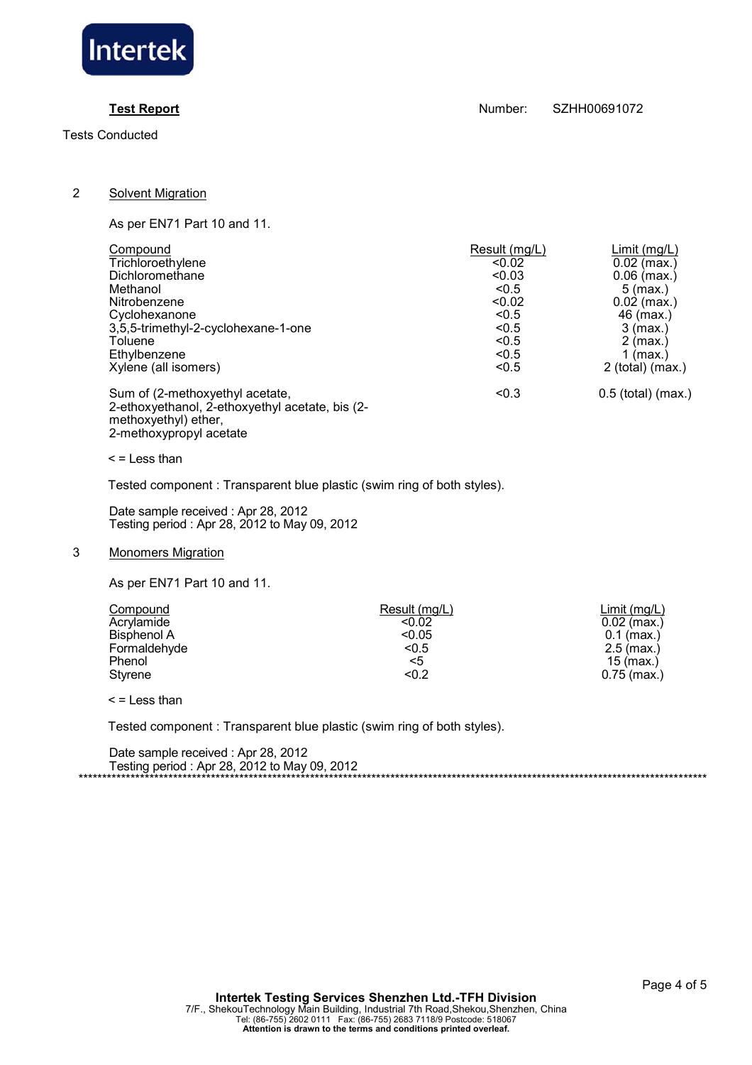**Test Report** Number: SZHH00691072

Tests Conducted

2 Solvent Migration

As per EN71 Part 10 and 11.

| Compound | Result (mg/L) | Limit (mg/L) |
|---|---|---|
| Trichloroethylene | <0.02 | 0.02 (max.) |
| Dichloromethane | <0.03 | 0.06 (max.) |
| Methanol | <0.5 | 5 (max.) |
| Nitrobenzene | <0.02 | 0.02 (max.) |
| Cyclohexanone | <0.5 | 46 (max.) |
| 3,5,5-trimethyl-2-cyclohexane-1-one | <0.5 | 3 (max.) |
| Toluene | <0.5 | 2 (max.) |
| Ethylbenzene | <0.5 | 1 (max.) |
| Xylene (all isomers) | <0.5 | 2 (total) (max.) |
| Sum of (2-methoxyethyl acetate, 2-ethoxyethanol, 2-ethoxyethyl acetate, bis (2-methoxyethyl) ether, 2-methoxypropyl acetate | <0.3 | 0.5 (total) (max.) |

< = Less than

Tested component : Transparent blue plastic (swim ring of both styles).

Date sample received : Apr 28, 2012
Testing period : Apr 28, 2012 to May 09, 2012

3 Monomers Migration

As per EN71 Part 10 and 11.

| Compound | Result (mg/L) | Limit (mg/L) |
|---|---|---|
| Acrylamide | <0.02 | 0.02 (max.) |
| Bisphenol A | <0.05 | 0.1 (max.) |
| Formaldehyde | <0.5 | 2.5 (max.) |
| Phenol | <5 | 15 (max.) |
| Styrene | <0.2 | 0.75 (max.) |

< = Less than

Tested component : Transparent blue plastic (swim ring of both styles).

Date sample received : Apr 28, 2012
Testing period : Apr 28, 2012 to May 09, 2012

**Intertek Testing Services Shenzhen Ltd.-TFH Division**
7/F., ShekouTechnology Main Building, Industrial 7th Road,Shekou,Shenzhen, China
Tel: (86-755) 2602 0111 Fax: (86-755) 2683 7118/9 Postcode: 518067
**Attention is drawn to the terms and conditions printed overleaf.**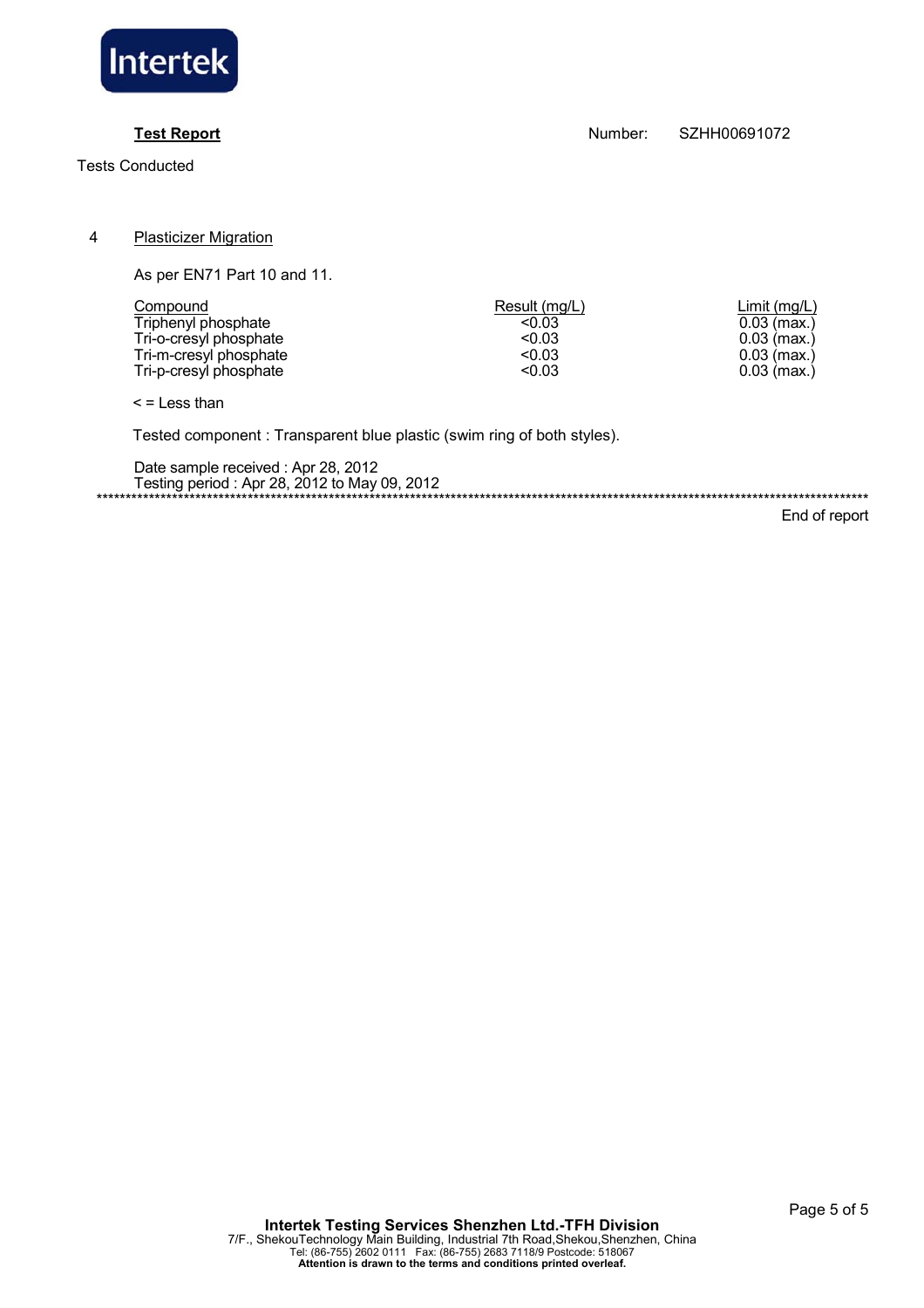**Test Report** Number: SZHH00691072

Tests Conducted

4 Plasticizer Migration

As per EN71 Part 10 and 11.

| Compound | Result (mg/L) | Limit (mg/L) |
|---|---|---|
| Triphenyl phosphate | <0.03 | 0.03 (max.) |
| Tri-o-cresyl phosphate | <0.03 | 0.03 (max.) |
| Tri-m-cresyl phosphate | <0.03 | 0.03 (max.) |
| Tri-p-cresyl phosphate | <0.03 | 0.03 (max.) |

< = Less than

Tested component : Transparent blue plastic (swim ring of both styles).

Date sample received : Apr 28, 2012
Testing period : Apr 28, 2012 to May 09, 2012

End of report

**Intertek Testing Services Shenzhen Ltd.-TFH Division**
7/F., ShekouTechnology Main Building, Industrial 7th Road,Shekou,Shenzhen, China
Tel: (86-755) 2602 0111 Fax: (86-755) 2683 7118/9 Postcode: 518067
**Attention is drawn to the terms and conditions printed overleaf.**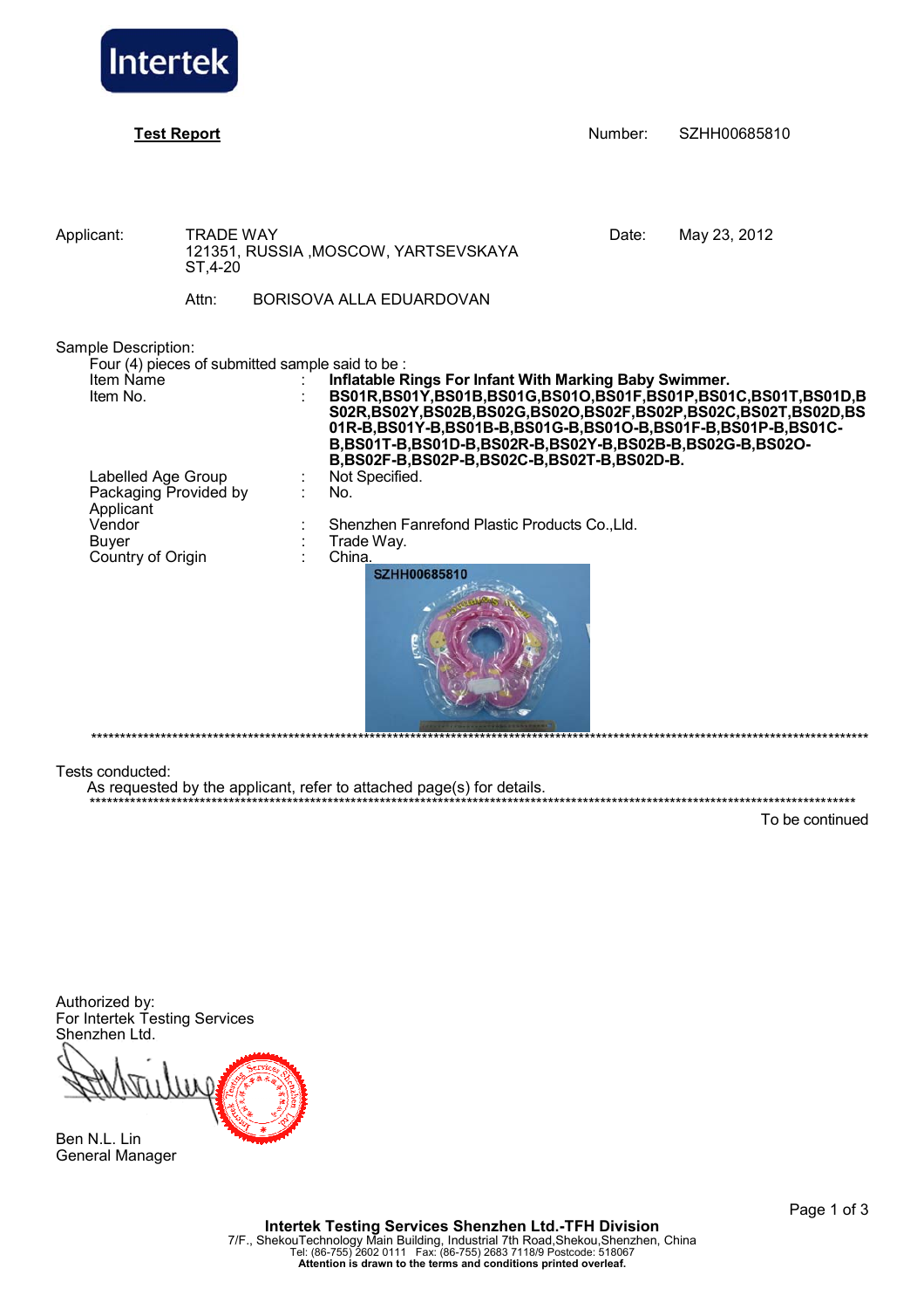**Test Report**

Number: SZHH00685810

Applicant: TRADE WAY
121351, RUSSIA ,MOSCOW, YARTSEVSKAYA ST,4-20

Date: May 23, 2012

Attn: BORISOVA ALLA EDUARDOVAN

Sample Description:

Four (4) pieces of submitted sample said to be :

| | | |
|---|---|---|
| Item Name | : | **Inflatable Rings For Infant With Marking Baby Swimmer.** |
| Item No. | : | **BS01R,BS01Y,BS01B,BS01G,BS01O,BS01F,BS01P,BS01C,BS01T,BS01D,BS02R,BS02Y,BS02B,BS02G,BS02O,BS02F,BS02P,BS02C,BS02T,BS02D,BS01R-B,BS01Y-B,BS01B-B,BS01G-B,BS01O-B,BS01F-B,BS01P-B,BS01C-B,BS01T-B,BS01D-B,BS02R-B,BS02Y-B,BS02B-B,BS02G-B,BS02O-B,BS02F-B,BS02P-B,BS02C-B,BS02T-B,BS02D-B.** |
| Labelled Age Group | : | Not Specified. |
| Packaging Provided by Applicant | : | No. |
| Vendor | : | Shenzhen Fanrefond Plastic Products Co.,Lld. |
| Buyer | : | Trade Way. |
| Country of Origin | : | China. |

SZHH00685810

**************************************************************************************************************

Tests conducted:

As requested by the applicant, refer to attached page(s) for details.

**************************************************************************************************************

To be continued

Authorized by:
For Intertek Testing Services Shenzhen Ltd.

Ben N.L. Lin
General Manager

**Intertek Testing Services Shenzhen Ltd.-TFH Division**
7/F., ShekouTechnology Main Building, Industrial 7th Road,Shekou,Shenzhen, China
Tel: (86-755) 2602 0111 Fax: (86-755) 2683 7118/9 Postcode: 518067
**Attention is drawn to the terms and conditions printed overleaf.**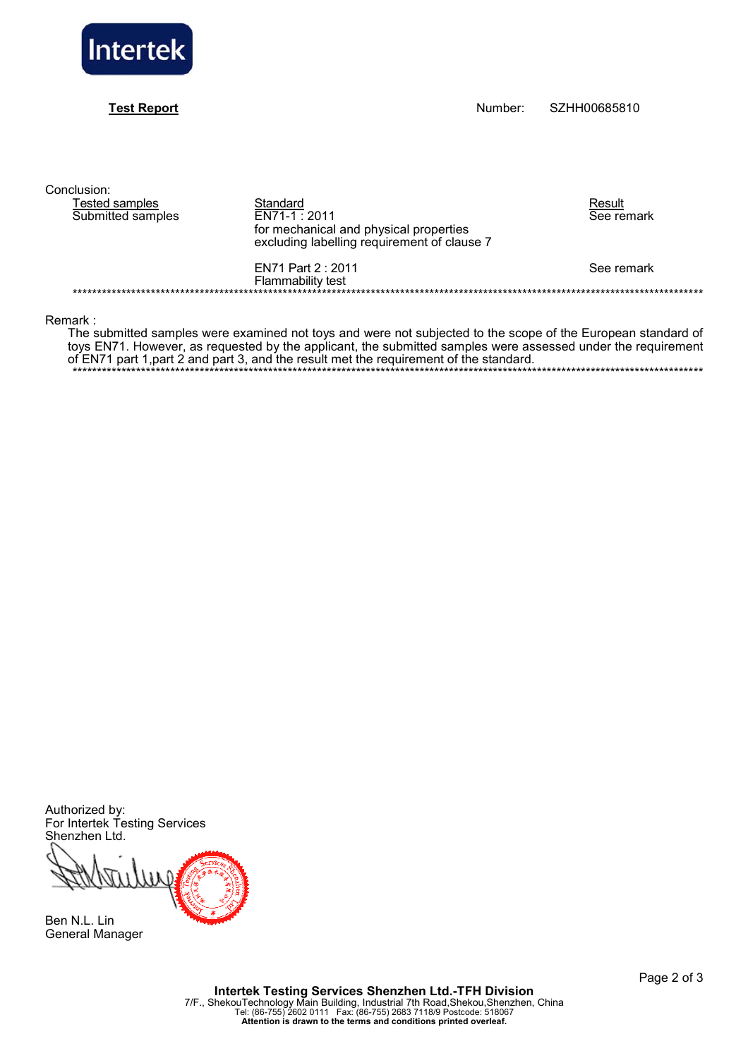**Test Report**

Number: SZHH00685810

Conclusion:

| Tested samples | Standard | Result |
| --- | --- | --- |
| Submitted samples | EN71-1 : 2011<br>for mechanical and physical properties<br>excluding labelling requirement of clause 7 | See remark |
| | EN71 Part 2 : 2011<br>Flammability test | See remark |

************************************************************************************************************************************

Remark :

The submitted samples were examined not toys and were not subjected to the scope of the European standard of toys EN71. However, as requested by the applicant, the submitted samples were assessed under the requirement of EN71 part 1,part 2 and part 3, and the result met the requirement of the standard.

************************************************************************************************************************************

Authorized by:
For Intertek Testing Services
Shenzhen Ltd.

Ben N.L. Lin
General Manager

**Intertek Testing Services Shenzhen Ltd.-TFH Division**
7/F., ShekouTechnology Main Building, Industrial 7th Road,Shekou,Shenzhen, China
Tel: (86-755) 2602 0111 Fax: (86-755) 2683 7118/9 Postcode: 518067
**Attention is drawn to the terms and conditions printed overleaf.**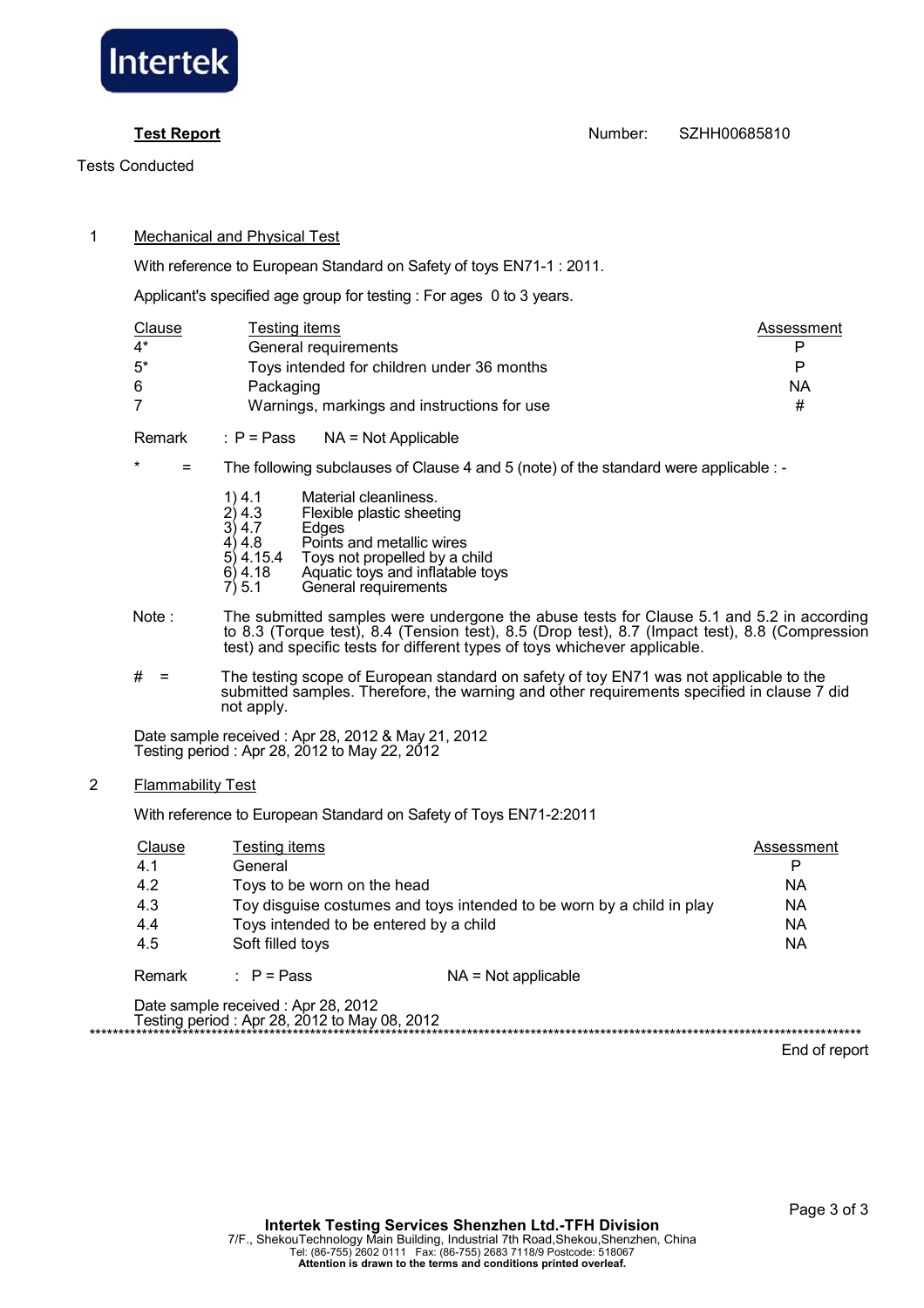**Test Report** Number: SZHH00685810

Tests Conducted

1 Mechanical and Physical Test

With reference to European Standard on Safety of toys EN71-1 : 2011.

Applicant's specified age group for testing : For ages 0 to 3 years.

| Clause | Testing items | Assessment |
|---|---|---|
| 4* | General requirements | P |
| 5* | Toys intended for children under 36 months | P |
| 6 | Packaging | NA |
| 7 | Warnings, markings and instructions for use | # |

Remark : P = Pass NA = Not Applicable

\* = The following subclauses of Clause 4 and 5 (note) of the standard were applicable : -

1) 4.1 Material cleanliness.
2) 4.3 Flexible plastic sheeting
3) 4.7 Edges
4) 4.8 Points and metallic wires
5) 4.15.4 Toys not propelled by a child
6) 4.18 Aquatic toys and inflatable toys
7) 5.1 General requirements

Note : The submitted samples were undergone the abuse tests for Clause 5.1 and 5.2 in according to 8.3 (Torque test), 8.4 (Tension test), 8.5 (Drop test), 8.7 (Impact test), 8.8 (Compression test) and specific tests for different types of toys whichever applicable.

\# = The testing scope of European standard on safety of toy EN71 was not applicable to the submitted samples. Therefore, the warning and other requirements specified in clause 7 did not apply.

Date sample received : Apr 28, 2012 & May 21, 2012
Testing period : Apr 28, 2012 to May 22, 2012

2 Flammability Test

With reference to European Standard on Safety of Toys EN71-2:2011

| Clause | Testing items | Assessment |
|---|---|---|
| 4.1 | General | P |
| 4.2 | Toys to be worn on the head | NA |
| 4.3 | Toy disguise costumes and toys intended to be worn by a child in play | NA |
| 4.4 | Toys intended to be entered by a child | NA |
| 4.5 | Soft filled toys | NA |

Remark : P = Pass NA = Not applicable

Date sample received : Apr 28, 2012
Testing period : Apr 28, 2012 to May 08, 2012

End of report

**Intertek Testing Services Shenzhen Ltd.-TFH Division**
7/F., ShekouTechnology Main Building, Industrial 7th Road,Shekou,Shenzhen, China
Tel: (86-755) 2602 0111 Fax: (86-755) 2683 7118/9 Postcode: 518067
**Attention is drawn to the terms and conditions printed overleaf.**